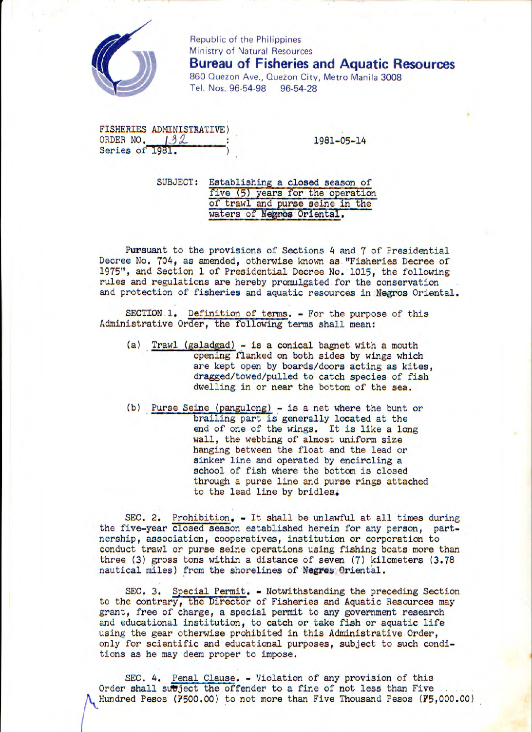Republic of the Philippines
Ministry of Natural Resources
**Bureau of Fisheries and Aquatic Resources**
860 Quezon Ave., Quezon City, Metro Manila 3008
Tel. Nos. 96-54-98 96-54-28

FISHERIES ADMINISTRATIVE)
ORDER NO. 132 :
Series of 1981. )

1981-05-14

SUBJECT: Establishing a closed season of five (5) years for the operation of trawl and purse seine in the waters of Negros Oriental.

Pursuant to the provisions of Sections 4 and 7 of Presidential Decree No. 704, as amended, otherwise known as "Fisheries Decree of 1975", and Section 1 of Presidential Decree No. 1015, the following rules and regulations are hereby promulgated for the conservation and protection of fisheries and aquatic resources in Negros Oriental.

SECTION 1. Definition of terms. - For the purpose of this Administrative Order, the following terms shall mean:

(a) Trawl (galadgad) - is a conical bagnet with a mouth opening flanked on both sides by wings which are kept open by boards/doors acting as kites, dragged/towed/pulled to catch species of fish dwelling in or near the bottom of the sea.

(b) Purse Seine (pangulong) - is a net where the bunt or brailing part is generally located at the end of one of the wings. It is like a long wall, the webbing of almost uniform size hanging between the float and the lead or sinker line and operated by encircling a school of fish where the bottom is closed through a purse line and purse rings attached to the lead line by bridles.

SEC. 2. Prohibition. - It shall be unlawful at all times during the five-year closed season established herein for any person, partnership, association, cooperatives, institution or corporation to conduct trawl or purse seine operations using fishing boats more than three (3) gross tons within a distance of seven (7) kilometers (3.78 nautical miles) from the shorelines of Negros Oriental.

SEC. 3. Special Permit. - Notwithstanding the preceding Section to the contrary, the Director of Fisheries and Aquatic Resources may grant, free of charge, a special permit to any government research and educational institution, to catch or take fish or aquatic life using the gear otherwise prohibited in this Administrative Order, only for scientific and educational purposes, subject to such conditions as he may deem proper to impose.

SEC. 4. Penal Clause. - Violation of any provision of this Order shall subject the offender to a fine of not less than Five Hundred Pesos (₱500.00) to not more than Five Thousand Pesos (₱5,000.00)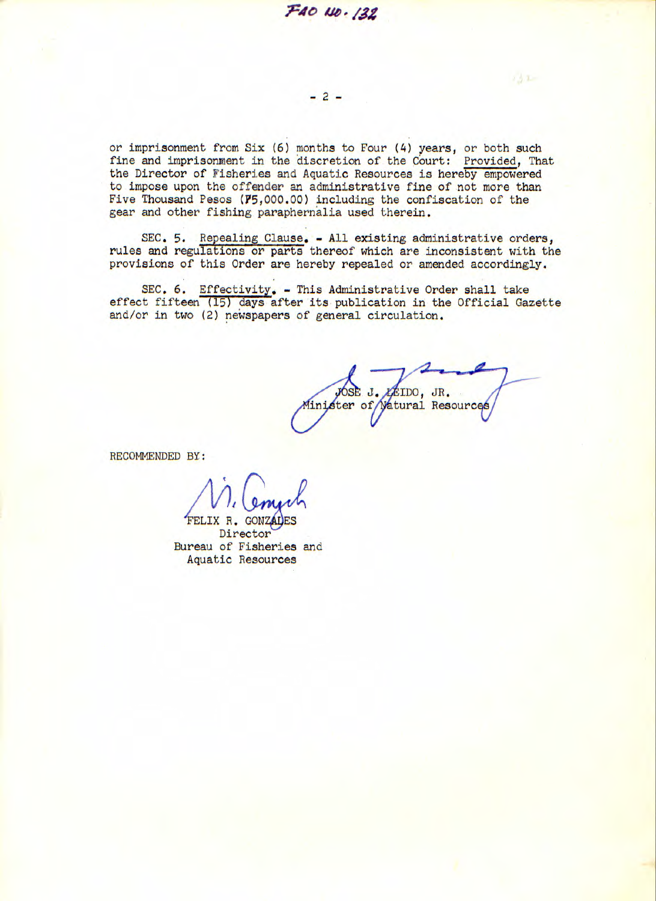FAO NO. 132

or imprisonment from Six (6) months to Four (4) years, or both such fine and imprisonment in the discretion of the Court: Provided, That the Director of Fisheries and Aquatic Resources is hereby empowered to impose upon the offender an administrative fine of not more than Five Thousand Pesos (₱5,000.00) including the confiscation of the gear and other fishing paraphernalia used therein.

SEC. 5. Repealing Clause. - All existing administrative orders, rules and regulations or parts thereof which are inconsistent with the provisions of this Order are hereby repealed or amended accordingly.

SEC. 6. Effectivity. - This Administrative Order shall take effect fifteen (15) days after its publication in the Official Gazette and/or in two (2) newspapers of general circulation.

JOSE J. LEIDO, JR.
Minister of Natural Resources

RECOMMENDED BY:

FELIX R. GONZALES
Director
Bureau of Fisheries and
Aquatic Resources